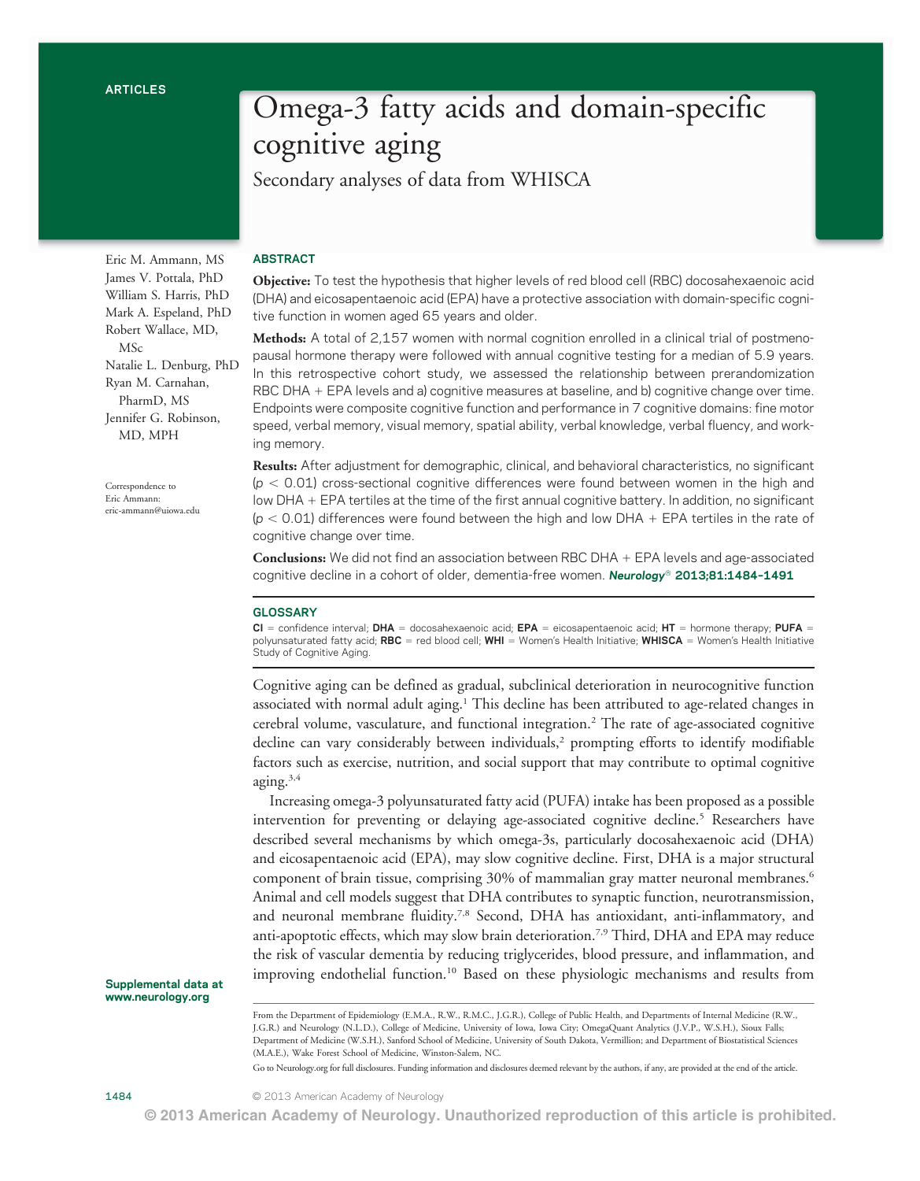ARTICLES

# Omega-3 fatty acids and domain-specific cognitive aging

## Secondary analyses of data from WHISCA

Eric M. Ammann, MS
James V. Pottala, PhD
William S. Harris, PhD
Mark A. Espeland, PhD
Robert Wallace, MD, MSc
Natalie L. Denburg, PhD
Ryan M. Carnahan, PharmD, MS
Jennifer G. Robinson, MD, MPH

Correspondence to Eric Ammann: eric-ammann@uiowa.edu

### ABSTRACT

**Objective:** To test the hypothesis that higher levels of red blood cell (RBC) docosahexaenoic acid (DHA) and eicosapentaenoic acid (EPA) have a protective association with domain-specific cognitive function in women aged 65 years and older.

**Methods:** A total of 2,157 women with normal cognition enrolled in a clinical trial of postmenopausal hormone therapy were followed with annual cognitive testing for a median of 5.9 years. In this retrospective cohort study, we assessed the relationship between prerandomization RBC DHA + EPA levels and a) cognitive measures at baseline, and b) cognitive change over time. Endpoints were composite cognitive function and performance in 7 cognitive domains: fine motor speed, verbal memory, visual memory, spatial ability, verbal knowledge, verbal fluency, and working memory.

**Results:** After adjustment for demographic, clinical, and behavioral characteristics, no significant ($p < 0.01$) cross-sectional cognitive differences were found between women in the high and low DHA + EPA tertiles at the time of the first annual cognitive battery. In addition, no significant ($p < 0.01$) differences were found between the high and low DHA + EPA tertiles in the rate of cognitive change over time.

**Conclusions:** We did not find an association between RBC DHA + EPA levels and age-associated cognitive decline in a cohort of older, dementia-free women. *Neurology*® **2013;81:1484–1491**

### GLOSSARY

**CI** = confidence interval; **DHA** = docosahexaenoic acid; **EPA** = eicosapentaenoic acid; **HT** = hormone therapy; **PUFA** = polyunsaturated fatty acid; **RBC** = red blood cell; **WHI** = Women's Health Initiative; **WHISCA** = Women's Health Initiative Study of Cognitive Aging.

Supplemental data at www.neurology.org

Cognitive aging can be defined as gradual, subclinical deterioration in neurocognitive function associated with normal adult aging.[1] This decline has been attributed to age-related changes in cerebral volume, vasculature, and functional integration.[2] The rate of age-associated cognitive decline can vary considerably between individuals,[2] prompting efforts to identify modifiable factors such as exercise, nutrition, and social support that may contribute to optimal cognitive aging.[3,4]

Increasing omega-3 polyunsaturated fatty acid (PUFA) intake has been proposed as a possible intervention for preventing or delaying age-associated cognitive decline.[5] Researchers have described several mechanisms by which omega-3s, particularly docosahexaenoic acid (DHA) and eicosapentaenoic acid (EPA), may slow cognitive decline. First, DHA is a major structural component of brain tissue, comprising 30% of mammalian gray matter neuronal membranes.[6] Animal and cell models suggest that DHA contributes to synaptic function, neurotransmission, and neuronal membrane fluidity.[7,8] Second, DHA has antioxidant, anti-inflammatory, and anti-apoptotic effects, which may slow brain deterioration.[7,9] Third, DHA and EPA may reduce the risk of vascular dementia by reducing triglycerides, blood pressure, and inflammation, and improving endothelial function.[10] Based on these physiologic mechanisms and results from

From the Department of Epidemiology (E.M.A., R.W., R.M.C., J.G.R.), College of Public Health, and Departments of Internal Medicine (R.W., J.G.R.) and Neurology (N.L.D.), College of Medicine, University of Iowa, Iowa City; OmegaQuant Analytics (J.V.P., W.S.H.), Sioux Falls; Department of Medicine (W.S.H.), Sanford School of Medicine, University of South Dakota, Vermillion; and Department of Biostatistical Sciences (M.A.E.), Wake Forest School of Medicine, Winston-Salem, NC.

Go to Neurology.org for full disclosures. Funding information and disclosures deemed relevant by the authors, if any, are provided at the end of the article.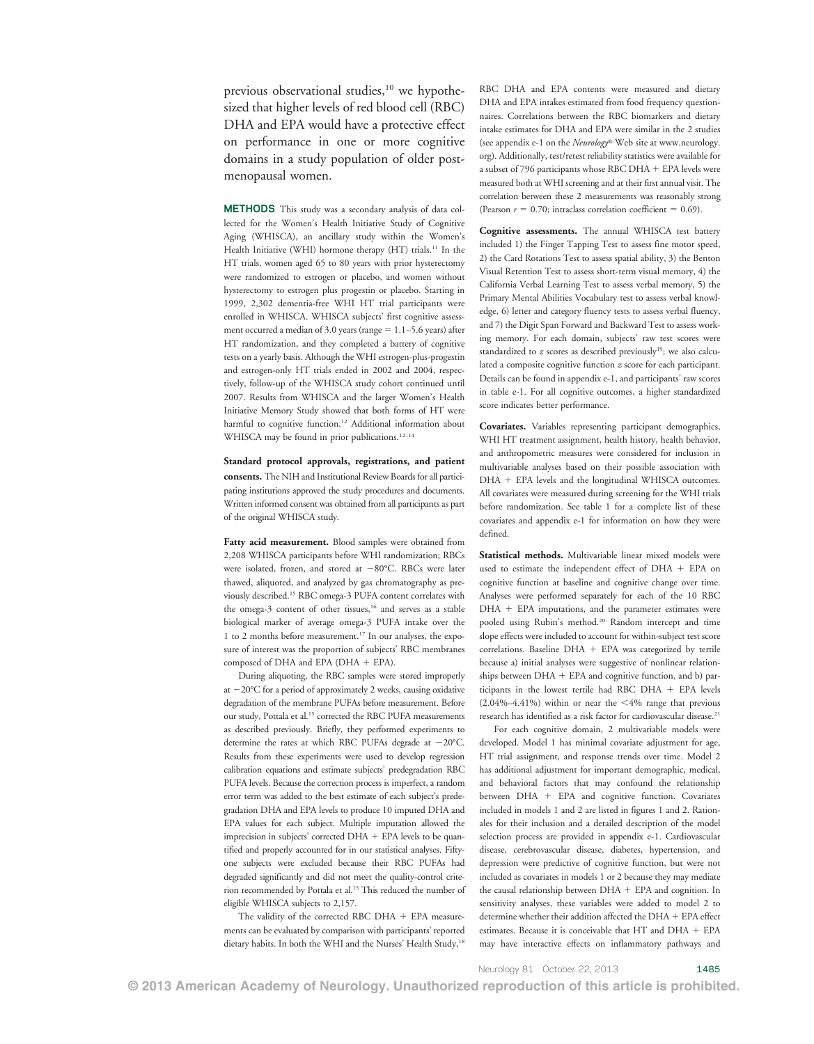previous observational studies,[10] we hypothesized that higher levels of red blood cell (RBC) DHA and EPA would have a protective effect on performance in one or more cognitive domains in a study population of older postmenopausal women.

## METHODS

This study was a secondary analysis of data collected for the Women's Health Initiative Study of Cognitive Aging (WHISCA), an ancillary study within the Women's Health Initiative (WHI) hormone therapy (HT) trials.[11] In the HT trials, women aged 65 to 80 years with prior hysterectomy were randomized to estrogen or placebo, and women without hysterectomy to estrogen plus progestin or placebo. Starting in 1999, 2,302 dementia-free WHI HT trial participants were enrolled in WHISCA. WHISCA subjects' first cognitive assessment occurred a median of 3.0 years (range = 1.1–5.6 years) after HT randomization, and they completed a battery of cognitive tests on a yearly basis. Although the WHI estrogen-plus-progestin and estrogen-only HT trials ended in 2002 and 2004, respectively, follow-up of the WHISCA study cohort continued until 2007. Results from WHISCA and the larger Women's Health Initiative Memory Study showed that both forms of HT were harmful to cognitive function.[12] Additional information about WHISCA may be found in prior publications.[12–14]

**Standard protocol approvals, registrations, and patient consents.** The NIH and Institutional Review Boards for all participating institutions approved the study procedures and documents. Written informed consent was obtained from all participants as part of the original WHISCA study.

**Fatty acid measurement.** Blood samples were obtained from 2,208 WHISCA participants before WHI randomization; RBCs were isolated, frozen, and stored at −80°C. RBCs were later thawed, aliquoted, and analyzed by gas chromatography as previously described.[15] RBC omega-3 PUFA content correlates with the omega-3 content of other tissues,[16] and serves as a stable biological marker of average omega-3 PUFA intake over the 1 to 2 months before measurement.[17] In our analyses, the exposure of interest was the proportion of subjects' RBC membranes composed of DHA and EPA (DHA + EPA).

During aliquoting, the RBC samples were stored improperly at −20°C for a period of approximately 2 weeks, causing oxidative degradation of the membrane PUFAs before measurement. Before our study, Pottala et al.[15] corrected the RBC PUFA measurements as described previously. Briefly, they performed experiments to determine the rates at which RBC PUFAs degrade at −20°C. Results from these experiments were used to develop regression calibration equations and estimate subjects' predegradation RBC PUFA levels. Because the correction process is imperfect, a random error term was added to the best estimate of each subject's predegradation DHA and EPA levels to produce 10 imputed DHA and EPA values for each subject. Multiple imputation allowed the imprecision in subjects' corrected DHA + EPA levels to be quantified and properly accounted for in our statistical analyses. Fifty-one subjects were excluded because their RBC PUFAs had degraded significantly and did not meet the quality-control criterion recommended by Pottala et al.[15] This reduced the number of eligible WHISCA subjects to 2,157.

The validity of the corrected RBC DHA + EPA measurements can be evaluated by comparison with participants' reported dietary habits. In both the WHI and the Nurses' Health Study,[18] RBC DHA and EPA contents were measured and dietary DHA and EPA intakes estimated from food frequency questionnaires. Correlations between the RBC biomarkers and dietary intake estimates for DHA and EPA were similar in the 2 studies (see appendix e-1 on the *Neurology*® Web site at www.neurology.org). Additionally, test/retest reliability statistics were available for a subset of 796 participants whose RBC DHA + EPA levels were measured both at WHI screening and at their first annual visit. The correlation between these 2 measurements was reasonably strong (Pearson $r = 0.70$; intraclass correlation coefficient = 0.69).

**Cognitive assessments.** The annual WHISCA test battery included 1) the Finger Tapping Test to assess fine motor speed, 2) the Card Rotations Test to assess spatial ability, 3) the Benton Visual Retention Test to assess short-term visual memory, 4) the California Verbal Learning Test to assess verbal memory, 5) the Primary Mental Abilities Vocabulary test to assess verbal knowledge, 6) letter and category fluency tests to assess verbal fluency, and 7) the Digit Span Forward and Backward Test to assess working memory. For each domain, subjects' raw test scores were standardized to $z$ scores as described previously[19]; we also calculated a composite cognitive function $z$ score for each participant. Details can be found in appendix e-1, and participants' raw scores in table e-1. For all cognitive outcomes, a higher standardized score indicates better performance.

**Covariates.** Variables representing participant demographics, WHI HT treatment assignment, health history, health behavior, and anthropometric measures were considered for inclusion in multivariable analyses based on their possible association with DHA + EPA levels and the longitudinal WHISCA outcomes. All covariates were measured during screening for the WHI trials before randomization. See table 1 for a complete list of these covariates and appendix e-1 for information on how they were defined.

**Statistical methods.** Multivariable linear mixed models were used to estimate the independent effect of DHA + EPA on cognitive function at baseline and cognitive change over time. Analyses were performed separately for each of the 10 RBC DHA + EPA imputations, and the parameter estimates were pooled using Rubin's method.[20] Random intercept and time slope effects were included to account for within-subject test score correlations. Baseline DHA + EPA was categorized by tertile because a) initial analyses were suggestive of nonlinear relationships between DHA + EPA and cognitive function, and b) participants in the lowest tertile had RBC DHA + EPA levels (2.04%–4.41%) within or near the <4% range that previous research has identified as a risk factor for cardiovascular disease.[21]

For each cognitive domain, 2 multivariable models were developed. Model 1 has minimal covariate adjustment for age, HT trial assignment, and response trends over time. Model 2 has additional adjustment for important demographic, medical, and behavioral factors that may confound the relationship between DHA + EPA and cognitive function. Covariates included in models 1 and 2 are listed in figures 1 and 2. Rationales for their inclusion and a detailed description of the model selection process are provided in appendix e-1. Cardiovascular disease, cerebrovascular disease, diabetes, hypertension, and depression were predictive of cognitive function, but were not included as covariates in models 1 or 2 because they may mediate the causal relationship between DHA + EPA and cognition. In sensitivity analyses, these variables were added to model 2 to determine whether their addition affected the DHA + EPA effect estimates. Because it is conceivable that HT and DHA + EPA may have interactive effects on inflammatory pathways and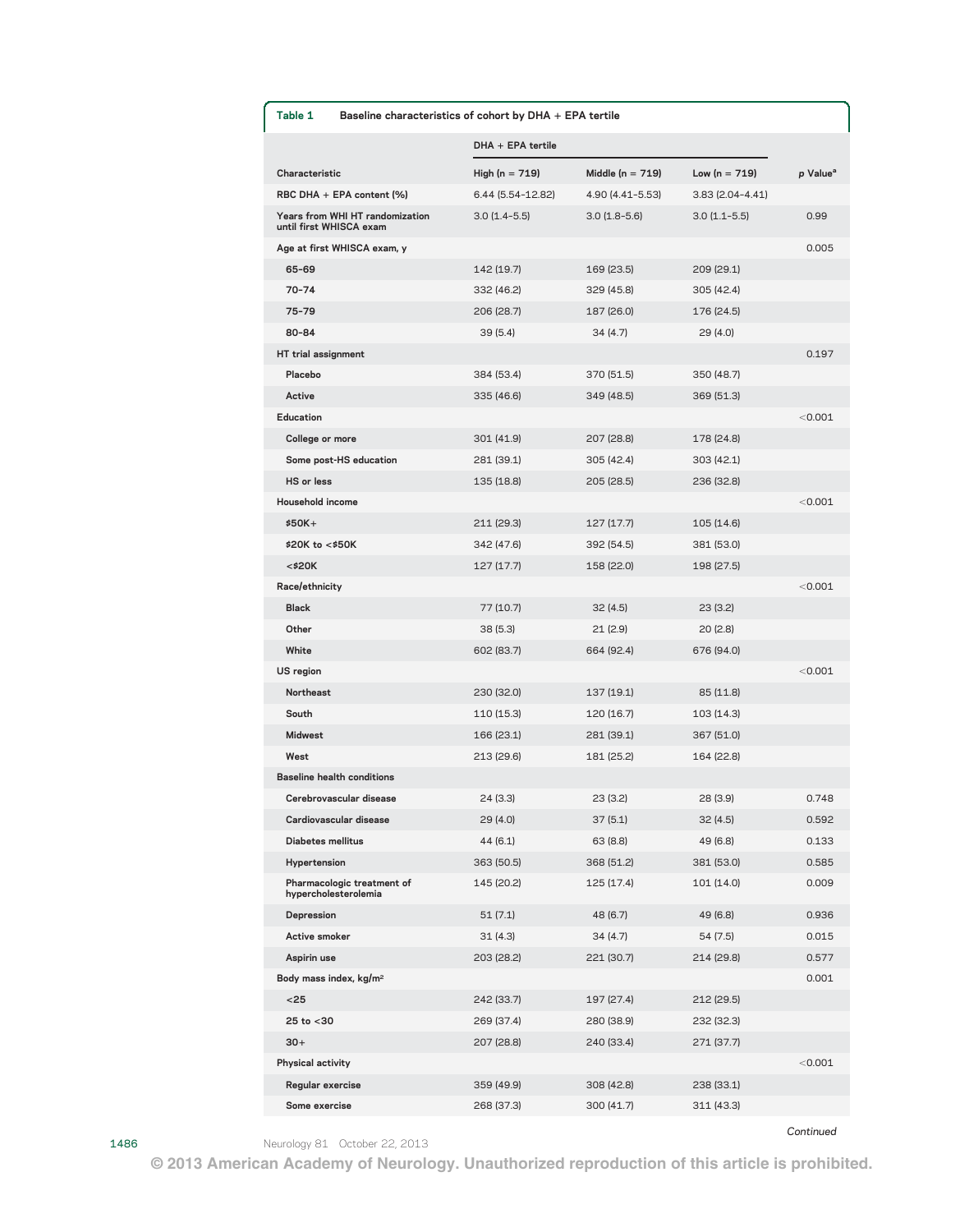**Table 1** Baseline characteristics of cohort by DHA + EPA tertile

| Characteristic | DHA + EPA tertile | | | p Value[a] |
|---|---|---|---|---|
| | High (n = 719) | Middle (n = 719) | Low (n = 719) | |
| RBC DHA + EPA content (%) | 6.44 (5.54–12.82) | 4.90 (4.41–5.53) | 3.83 (2.04–4.41) | |
| Years from WHI HT randomization until first WHISCA exam | 3.0 (1.4–5.5) | 3.0 (1.8–5.6) | 3.0 (1.1–5.5) | 0.99 |
| Age at first WHISCA exam, y | | | | 0.005 |
| 65–69 | 142 (19.7) | 169 (23.5) | 209 (29.1) | |
| 70–74 | 332 (46.2) | 329 (45.8) | 305 (42.4) | |
| 75–79 | 206 (28.7) | 187 (26.0) | 176 (24.5) | |
| 80–84 | 39 (5.4) | 34 (4.7) | 29 (4.0) | |
| HT trial assignment | | | | 0.197 |
| Placebo | 384 (53.4) | 370 (51.5) | 350 (48.7) | |
| Active | 335 (46.6) | 349 (48.5) | 369 (51.3) | |
| Education | | | | <0.001 |
| College or more | 301 (41.9) | 207 (28.8) | 178 (24.8) | |
| Some post-HS education | 281 (39.1) | 305 (42.4) | 303 (42.1) | |
| HS or less | 135 (18.8) | 205 (28.5) | 236 (32.8) | |
| Household income | | | | <0.001 |
| $50K+ | 211 (29.3) | 127 (17.7) | 105 (14.6) | |
| $20K to <$50K | 342 (47.6) | 392 (54.5) | 381 (53.0) | |
| <$20K | 127 (17.7) | 158 (22.0) | 198 (27.5) | |
| Race/ethnicity | | | | <0.001 |
| Black | 77 (10.7) | 32 (4.5) | 23 (3.2) | |
| Other | 38 (5.3) | 21 (2.9) | 20 (2.8) | |
| White | 602 (83.7) | 664 (92.4) | 676 (94.0) | |
| US region | | | | <0.001 |
| Northeast | 230 (32.0) | 137 (19.1) | 85 (11.8) | |
| South | 110 (15.3) | 120 (16.7) | 103 (14.3) | |
| Midwest | 166 (23.1) | 281 (39.1) | 367 (51.0) | |
| West | 213 (29.6) | 181 (25.2) | 164 (22.8) | |
| Baseline health conditions | | | | |
| Cerebrovascular disease | 24 (3.3) | 23 (3.2) | 28 (3.9) | 0.748 |
| Cardiovascular disease | 29 (4.0) | 37 (5.1) | 32 (4.5) | 0.592 |
| Diabetes mellitus | 44 (6.1) | 63 (8.8) | 49 (6.8) | 0.133 |
| Hypertension | 363 (50.5) | 368 (51.2) | 381 (53.0) | 0.585 |
| Pharmacologic treatment of hypercholesterolemia | 145 (20.2) | 125 (17.4) | 101 (14.0) | 0.009 |
| Depression | 51 (7.1) | 48 (6.7) | 49 (6.8) | 0.936 |
| Active smoker | 31 (4.3) | 34 (4.7) | 54 (7.5) | 0.015 |
| Aspirin use | 203 (28.2) | 221 (30.7) | 214 (29.8) | 0.577 |
| Body mass index, kg/m² | | | | 0.001 |
| <25 | 242 (33.7) | 197 (27.4) | 212 (29.5) | |
| 25 to <30 | 269 (37.4) | 280 (38.9) | 232 (32.3) | |
| 30+ | 207 (28.8) | 240 (33.4) | 271 (37.7) | |
| Physical activity | | | | <0.001 |
| Regular exercise | 359 (49.9) | 308 (42.8) | 238 (33.1) | |
| Some exercise | 268 (37.3) | 300 (41.7) | 311 (43.3) | |

*Continued*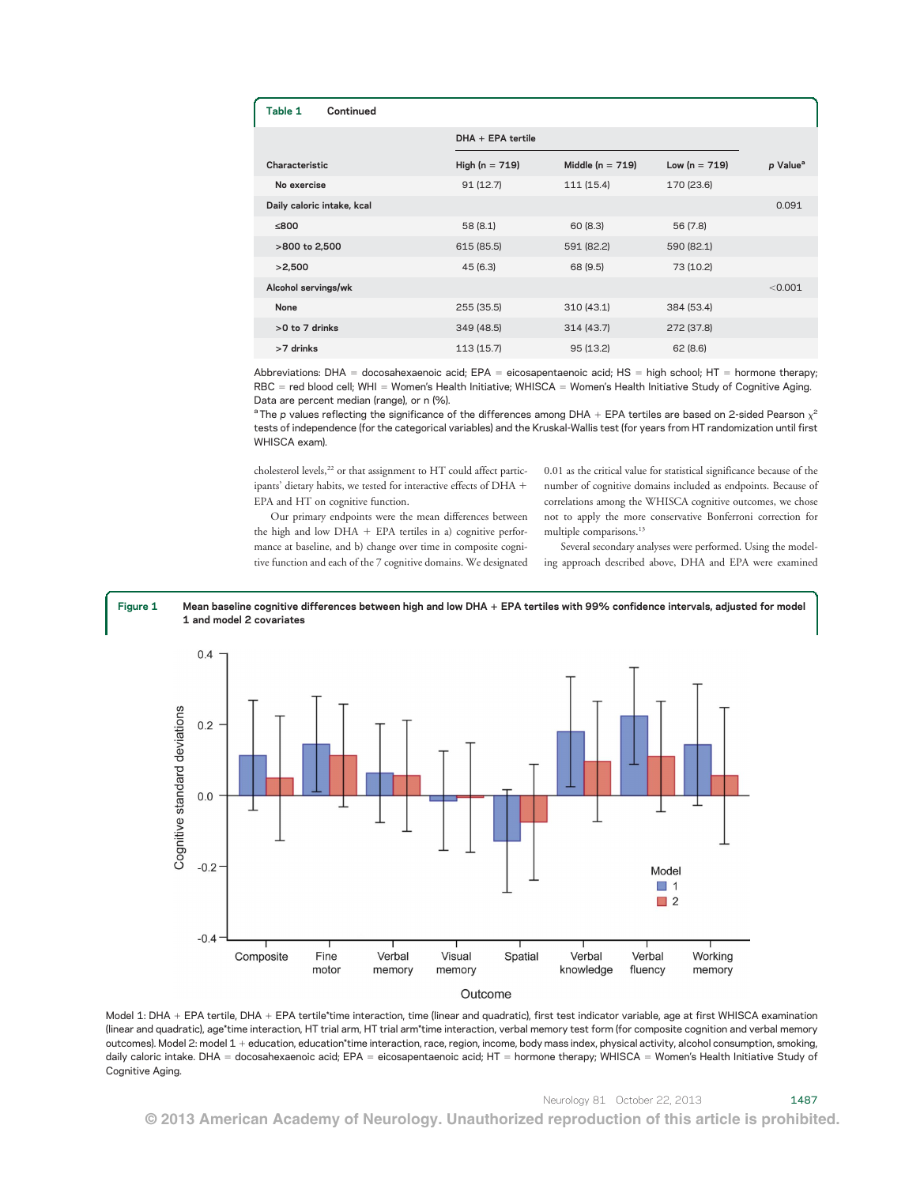**Table 1 Continued**

| Characteristic | DHA + EPA tertile | | | p Value[a] |
|---|---|---|---|---|
| | High (n = 719) | Middle (n = 719) | Low (n = 719) | |
| No exercise | 91 (12.7) | 111 (15.4) | 170 (23.6) | |
| Daily caloric intake, kcal | | | | 0.091 |
| ≤800 | 58 (8.1) | 60 (8.3) | 56 (7.8) | |
| >800 to 2,500 | 615 (85.5) | 591 (82.2) | 590 (82.1) | |
| >2,500 | 45 (6.3) | 68 (9.5) | 73 (10.2) | |
| Alcohol servings/wk | | | | <0.001 |
| None | 255 (35.5) | 310 (43.1) | 384 (53.4) | |
| >0 to 7 drinks | 349 (48.5) | 314 (43.7) | 272 (37.8) | |
| >7 drinks | 113 (15.7) | 95 (13.2) | 62 (8.6) | |

Abbreviations: DHA = docosahexaenoic acid; EPA = eicosapentaenoic acid; HS = high school; HT = hormone therapy; RBC = red blood cell; WHI = Women's Health Initiative; WHISCA = Women's Health Initiative Study of Cognitive Aging.
Data are percent median (range), or n (%).
[a] The p values reflecting the significance of the differences among DHA + EPA tertiles are based on 2-sided Pearson $\chi^2$ tests of independence (for the categorical variables) and the Kruskal-Wallis test (for years from HT randomization until first WHISCA exam).

cholesterol levels,[22] or that assignment to HT could affect participants' dietary habits, we tested for interactive effects of DHA + EPA and HT on cognitive function.

Our primary endpoints were the mean differences between the high and low DHA + EPA tertiles in a) cognitive performance at baseline, and b) change over time in composite cognitive function and each of the 7 cognitive domains. We designated 0.01 as the critical value for statistical significance because of the number of cognitive domains included as endpoints. Because of correlations among the WHISCA cognitive outcomes, we chose not to apply the more conservative Bonferroni correction for multiple comparisons.[13]

Several secondary analyses were performed. Using the modeling approach described above, DHA and EPA were examined

**Figure 1** Mean baseline cognitive differences between high and low DHA + EPA tertiles with 99% confidence intervals, adjusted for model 1 and model 2 covariates

Model 1: DHA + EPA tertile, DHA + EPA tertile*time interaction, time (linear and quadratic), first test indicator variable, age at first WHISCA examination (linear and quadratic), age*time interaction, HT trial arm, HT trial arm*time interaction, verbal memory test form (for composite cognition and verbal memory outcomes). Model 2: model 1 + education, education*time interaction, race, region, income, body mass index, physical activity, alcohol consumption, smoking, daily caloric intake. DHA = docosahexaenoic acid; EPA = eicosapentaenoic acid; HT = hormone therapy; WHISCA = Women's Health Initiative Study of Cognitive Aging.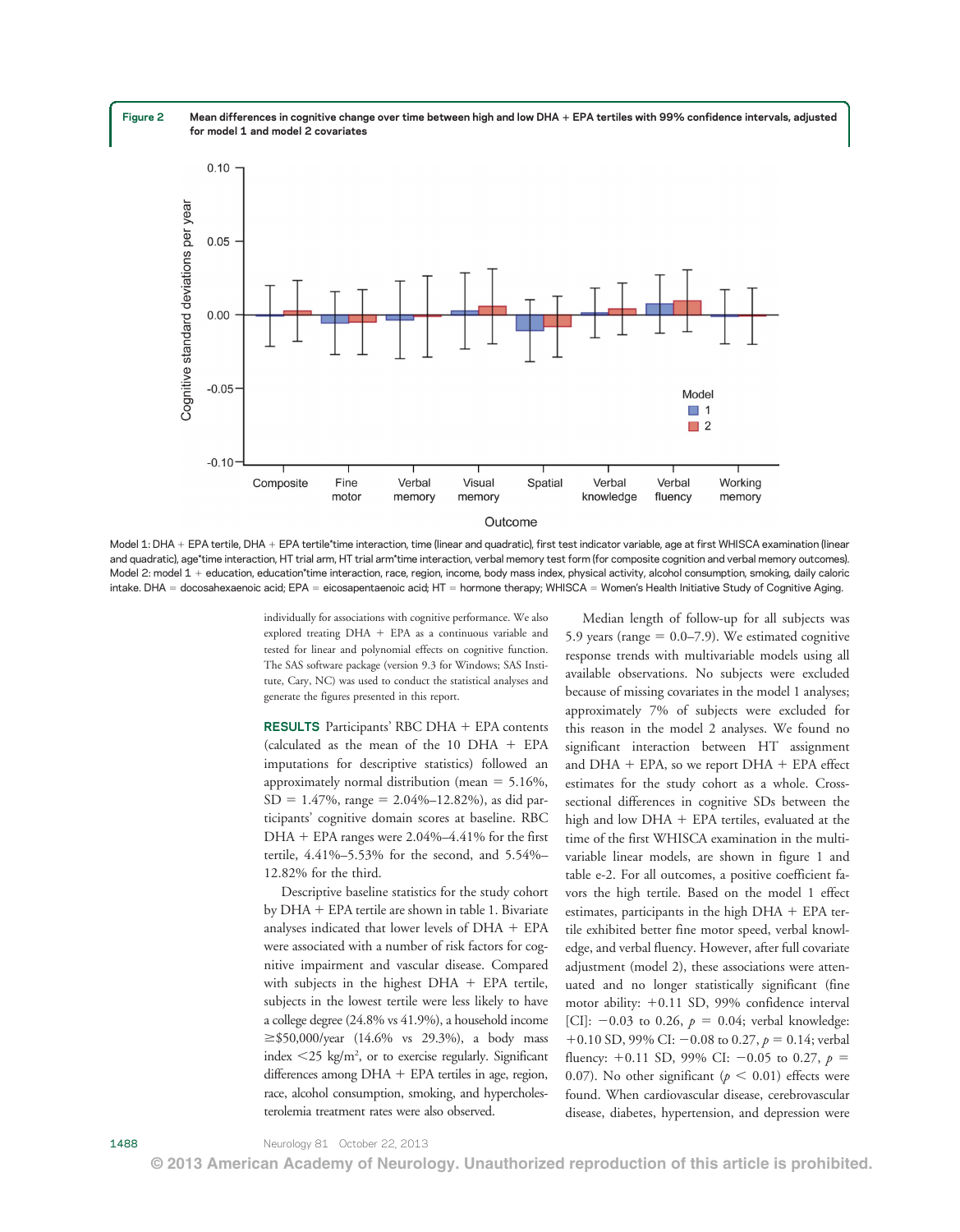Figure 2 Mean differences in cognitive change over time between high and low DHA + EPA tertiles with 99% confidence intervals, adjusted for model 1 and model 2 covariates

Model 1: DHA + EPA tertile, DHA + EPA tertile*time interaction, time (linear and quadratic), first test indicator variable, age at first WHISCA examination (linear and quadratic), age*time interaction, HT trial arm, HT trial arm*time interaction, verbal memory test form (for composite cognition and verbal memory outcomes). Model 2: model 1 + education, education*time interaction, race, region, income, body mass index, physical activity, alcohol consumption, smoking, daily caloric intake. DHA = docosahexaenoic acid; EPA = eicosapentaenoic acid; HT = hormone therapy; WHISCA = Women's Health Initiative Study of Cognitive Aging.

individually for associations with cognitive performance. We also explored treating DHA + EPA as a continuous variable and tested for linear and polynomial effects on cognitive function. The SAS software package (version 9.3 for Windows; SAS Institute, Cary, NC) was used to conduct the statistical analyses and generate the figures presented in this report.

**RESULTS** Participants' RBC DHA + EPA contents (calculated as the mean of the 10 DHA + EPA imputations for descriptive statistics) followed an approximately normal distribution (mean = 5.16%, SD = 1.47%, range = 2.04%–12.82%), as did participants' cognitive domain scores at baseline. RBC DHA + EPA ranges were 2.04%–4.41% for the first tertile, 4.41%–5.53% for the second, and 5.54%–12.82% for the third.

Descriptive baseline statistics for the study cohort by DHA + EPA tertile are shown in table 1. Bivariate analyses indicated that lower levels of DHA + EPA were associated with a number of risk factors for cognitive impairment and vascular disease. Compared with subjects in the highest DHA + EPA tertile, subjects in the lowest tertile were less likely to have a college degree (24.8% vs 41.9%), a household income ≥\$50,000/year (14.6% vs 29.3%), a body mass index <25 kg/m$^2$, or to exercise regularly. Significant differences among DHA + EPA tertiles in age, region, race, alcohol consumption, smoking, and hypercholesterolemia treatment rates were also observed.

Median length of follow-up for all subjects was 5.9 years (range = 0.0–7.9). We estimated cognitive response trends with multivariable models using all available observations. No subjects were excluded because of missing covariates in the model 1 analyses; approximately 7% of subjects were excluded for this reason in the model 2 analyses. We found no significant interaction between HT assignment and DHA + EPA, so we report DHA + EPA effect estimates for the study cohort as a whole. Cross-sectional differences in cognitive SDs between the high and low DHA + EPA tertiles, evaluated at the time of the first WHISCA examination in the multivariable linear models, are shown in figure 1 and table e-2. For all outcomes, a positive coefficient favors the high tertile. Based on the model 1 effect estimates, participants in the high DHA + EPA tertile exhibited better fine motor speed, verbal knowledge, and verbal fluency. However, after full covariate adjustment (model 2), these associations were attenuated and no longer statistically significant (fine motor ability: +0.11 SD, 99% confidence interval [CI]: −0.03 to 0.26, $p$ = 0.04; verbal knowledge: +0.10 SD, 99% CI: −0.08 to 0.27, $p$ = 0.14; verbal fluency: +0.11 SD, 99% CI: −0.05 to 0.27, $p$ = 0.07). No other significant ($p$ < 0.01) effects were found. When cardiovascular disease, cerebrovascular disease, diabetes, hypertension, and depression were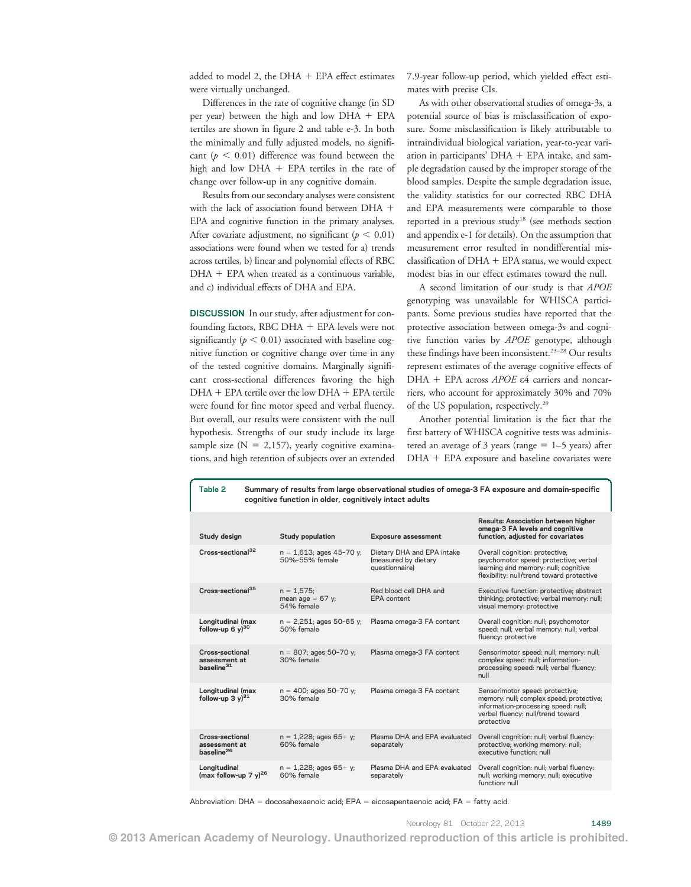added to model 2, the DHA + EPA effect estimates were virtually unchanged.

Differences in the rate of cognitive change (in SD per year) between the high and low DHA + EPA tertiles are shown in figure 2 and table e-3. In both the minimally and fully adjusted models, no significant ($p < 0.01$) difference was found between the high and low DHA + EPA tertiles in the rate of change over follow-up in any cognitive domain.

Results from our secondary analyses were consistent with the lack of association found between DHA + EPA and cognitive function in the primary analyses. After covariate adjustment, no significant ($p < 0.01$) associations were found when we tested for a) trends across tertiles, b) linear and polynomial effects of RBC DHA + EPA when treated as a continuous variable, and c) individual effects of DHA and EPA.

**DISCUSSION** In our study, after adjustment for confounding factors, RBC DHA + EPA levels were not significantly ($p < 0.01$) associated with baseline cognitive function or cognitive change over time in any of the tested cognitive domains. Marginally significant cross-sectional differences favoring the high DHA + EPA tertile over the low DHA + EPA tertile were found for fine motor speed and verbal fluency. But overall, our results were consistent with the null hypothesis. Strengths of our study include its large sample size (N = 2,157), yearly cognitive examinations, and high retention of subjects over an extended 7.9-year follow-up period, which yielded effect estimates with precise CIs.

As with other observational studies of omega-3s, a potential source of bias is misclassification of exposure. Some misclassification is likely attributable to intraindividual biological variation, year-to-year variation in participants' DHA + EPA intake, and sample degradation caused by the improper storage of the blood samples. Despite the sample degradation issue, the validity statistics for our corrected RBC DHA and EPA measurements were comparable to those reported in a previous study[18] (see methods section and appendix e-1 for details). On the assumption that measurement error resulted in nondifferential misclassification of DHA + EPA status, we would expect modest bias in our effect estimates toward the null.

A second limitation of our study is that *APOE* genotyping was unavailable for WHISCA participants. Some previous studies have reported that the protective association between omega-3s and cognitive function varies by *APOE* genotype, although these findings have been inconsistent.[23–28] Our results represent estimates of the average cognitive effects of DHA + EPA across *APOE* ε4 carriers and noncarriers, who account for approximately 30% and 70% of the US population, respectively.[29]

Another potential limitation is the fact that the first battery of WHISCA cognitive tests was administered an average of 3 years (range = 1–5 years) after DHA + EPA exposure and baseline covariates were

**Table 2** Summary of results from large observational studies of omega-3 FA exposure and domain-specific cognitive function in older, cognitively intact adults

| Study design | Study population | Exposure assessment | Results: Association between higher omega-3 FA levels and cognitive function, adjusted for covariates |
|---|---|---|---|
| Cross-sectional[32] | n = 1,613; ages 45–70 y; 50%–55% female | Dietary DHA and EPA intake (measured by dietary questionnaire) | Overall cognition: protective; psychomotor speed: protective; verbal learning and memory: null; cognitive flexibility: null/trend toward protective |
| Cross-sectional[35] | n = 1,575; mean age = 67 y; 54% female | Red blood cell DHA and EPA content | Executive function: protective; abstract thinking: protective; verbal memory: null; visual memory: protective |
| Longitudinal (max follow-up 6 y)[30] | n = 2,251; ages 50–65 y; 50% female | Plasma omega-3 FA content | Overall cognition: null; psychomotor speed: null; verbal memory: null; verbal fluency: protective |
| Cross-sectional assessment at baseline[31] | n = 807; ages 50–70 y; 30% female | Plasma omega-3 FA content | Sensorimotor speed: null; memory: null; complex speed: null; information-processing speed: null; verbal fluency: null |
| Longitudinal (max follow-up 3 y)[31] | n = 400; ages 50–70 y; 30% female | Plasma omega-3 FA content | Sensorimotor speed: protective; memory: null; complex speed: protective; information-processing speed: null; verbal fluency: null/trend toward protective |
| Cross-sectional assessment at baseline[26] | n = 1,228; ages 65+ y; 60% female | Plasma DHA and EPA evaluated separately | Overall cognition: null; verbal fluency: protective; working memory: null; executive function: null |
| Longitudinal (max follow-up 7 y)[26] | n = 1,228; ages 65+ y; 60% female | Plasma DHA and EPA evaluated separately | Overall cognition: null; verbal fluency: null; working memory: null; executive function: null |

Abbreviation: DHA = docosahexaenoic acid; EPA = eicosapentaenoic acid; FA = fatty acid.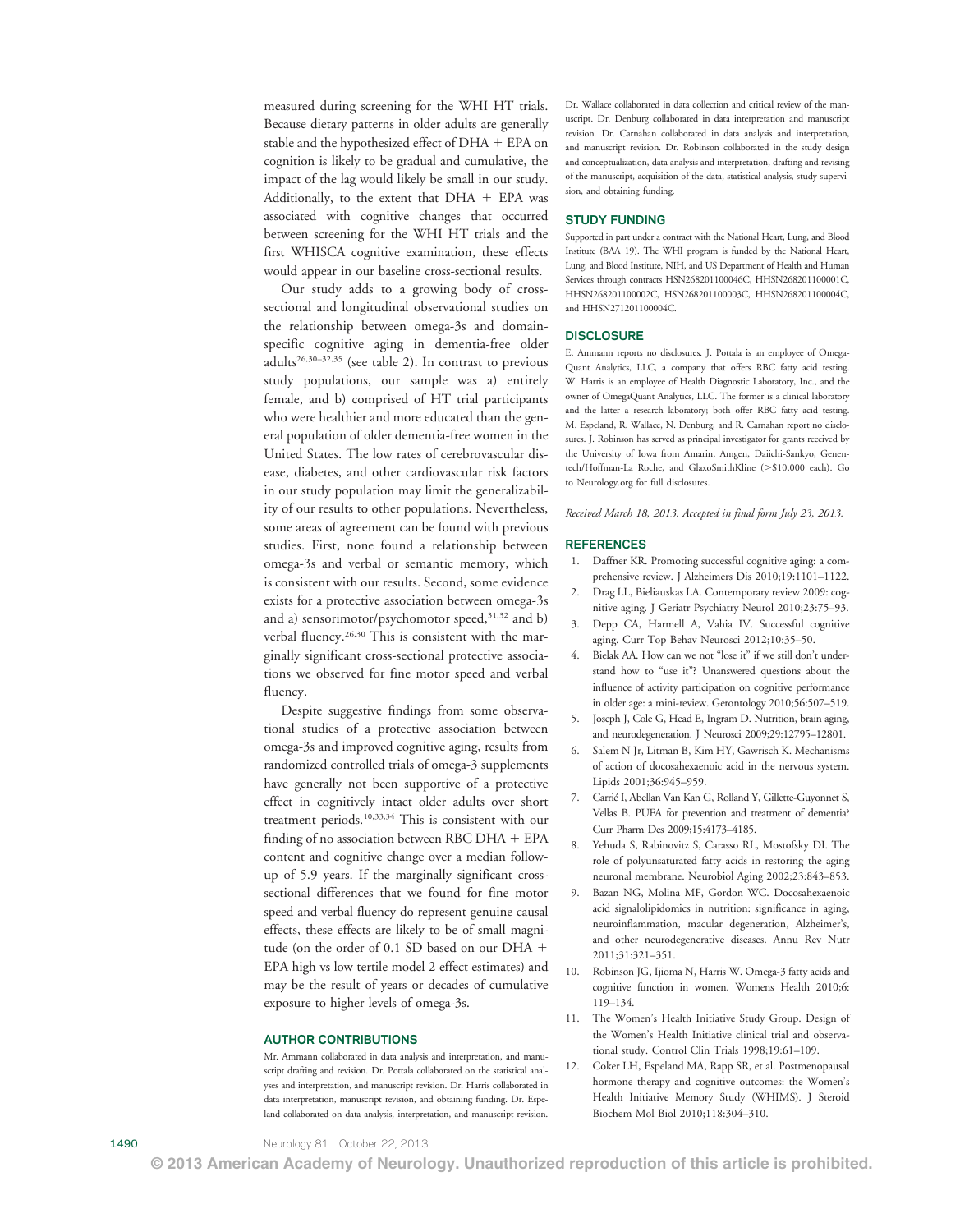measured during screening for the WHI HT trials. Because dietary patterns in older adults are generally stable and the hypothesized effect of DHA + EPA on cognition is likely to be gradual and cumulative, the impact of the lag would likely be small in our study. Additionally, to the extent that DHA + EPA was associated with cognitive changes that occurred between screening for the WHI HT trials and the first WHISCA cognitive examination, these effects would appear in our baseline cross-sectional results.

Our study adds to a growing body of cross-sectional and longitudinal observational studies on the relationship between omega-3s and domain-specific cognitive aging in dementia-free older adults[26,30–32,35] (see table 2). In contrast to previous study populations, our sample was a) entirely female, and b) comprised of HT trial participants who were healthier and more educated than the general population of older dementia-free women in the United States. The low rates of cerebrovascular disease, diabetes, and other cardiovascular risk factors in our study population may limit the generalizability of our results to other populations. Nevertheless, some areas of agreement can be found with previous studies. First, none found a relationship between omega-3s and verbal or semantic memory, which is consistent with our results. Second, some evidence exists for a protective association between omega-3s and a) sensorimotor/psychomotor speed,[31,32] and b) verbal fluency.[26,30] This is consistent with the marginally significant cross-sectional protective associations we observed for fine motor speed and verbal fluency.

Despite suggestive findings from some observational studies of a protective association between omega-3s and improved cognitive aging, results from randomized controlled trials of omega-3 supplements have generally not been supportive of a protective effect in cognitively intact older adults over short treatment periods.[10,33,34] This is consistent with our finding of no association between RBC DHA + EPA content and cognitive change over a median follow-up of 5.9 years. If the marginally significant cross-sectional differences that we found for fine motor speed and verbal fluency do represent genuine causal effects, these effects are likely to be of small magnitude (on the order of 0.1 SD based on our DHA + EPA high vs low tertile model 2 effect estimates) and may be the result of years or decades of cumulative exposure to higher levels of omega-3s.

## AUTHOR CONTRIBUTIONS

Mr. Ammann collaborated in data analysis and interpretation, and manuscript drafting and revision. Dr. Pottala collaborated on the statistical analyses and interpretation, and manuscript revision. Dr. Harris collaborated in data interpretation, manuscript revision, and obtaining funding. Dr. Espeland collaborated on data analysis, interpretation, and manuscript revision. Dr. Wallace collaborated in data collection and critical review of the manuscript. Dr. Denburg collaborated in data interpretation and manuscript revision. Dr. Carnahan collaborated in data analysis and interpretation, and manuscript revision. Dr. Robinson collaborated in the study design and conceptualization, data analysis and interpretation, drafting and revising of the manuscript, acquisition of the data, statistical analysis, study supervision, and obtaining funding.

## STUDY FUNDING

Supported in part under a contract with the National Heart, Lung, and Blood Institute (BAA 19). The WHI program is funded by the National Heart, Lung, and Blood Institute, NIH, and US Department of Health and Human Services through contracts HSN268201100046C, HHSN268201100001C, HHSN268201100002C, HSN268201100003C, HHSN268201100004C, and HHSN271201100004C.

## DISCLOSURE

E. Ammann reports no disclosures. J. Pottala is an employee of Omega-Quant Analytics, LLC, a company that offers RBC fatty acid testing. W. Harris is an employee of Health Diagnostic Laboratory, Inc., and the owner of OmegaQuant Analytics, LLC. The former is a clinical laboratory and the latter a research laboratory; both offer RBC fatty acid testing. M. Espeland, R. Wallace, N. Denburg, and R. Carnahan report no disclosures. J. Robinson has served as principal investigator for grants received by the University of Iowa from Amarin, Amgen, Daiichi-Sankyo, Genentech/Hoffman-La Roche, and GlaxoSmithKline (>$10,000 each). Go to Neurology.org for full disclosures.

*Received March 18, 2013. Accepted in final form July 23, 2013.*

## REFERENCES

1. Daffner KR. Promoting successful cognitive aging: a comprehensive review. J Alzheimers Dis 2010;19:1101–1122.
2. Drag LL, Bieliauskas LA. Contemporary review 2009: cognitive aging. J Geriatr Psychiatry Neurol 2010;23:75–93.
3. Depp CA, Harmell A, Vahia IV. Successful cognitive aging. Curr Top Behav Neurosci 2012;10:35–50.
4. Bielak AA. How can we not "lose it" if we still don't understand how to "use it"? Unanswered questions about the influence of activity participation on cognitive performance in older age: a mini-review. Gerontology 2010;56:507–519.
5. Joseph J, Cole G, Head E, Ingram D. Nutrition, brain aging, and neurodegeneration. J Neurosci 2009;29:12795–12801.
6. Salem N Jr, Litman B, Kim HY, Gawrisch K. Mechanisms of action of docosahexaenoic acid in the nervous system. Lipids 2001;36:945–959.
7. Carrié I, Abellan Van Kan G, Rolland Y, Gillette-Guyonnet S, Vellas B. PUFA for prevention and treatment of dementia? Curr Pharm Des 2009;15:4173–4185.
8. Yehuda S, Rabinovitz S, Carasso RL, Mostofsky DI. The role of polyunsaturated fatty acids in restoring the aging neuronal membrane. Neurobiol Aging 2002;23:843–853.
9. Bazan NG, Molina MF, Gordon WC. Docosahexaenoic acid signalolipidomics in nutrition: significance in aging, neuroinflammation, macular degeneration, Alzheimer's, and other neurodegenerative diseases. Annu Rev Nutr 2011;31:321–351.
10. Robinson JG, Ijioma N, Harris W. Omega-3 fatty acids and cognitive function in women. Womens Health 2010;6:119–134.
11. The Women's Health Initiative Study Group. Design of the Women's Health Initiative clinical trial and observational study. Control Clin Trials 1998;19:61–109.
12. Coker LH, Espeland MA, Rapp SR, et al. Postmenopausal hormone therapy and cognitive outcomes: the Women's Health Initiative Memory Study (WHIMS). J Steroid Biochem Mol Biol 2010;118:304–310.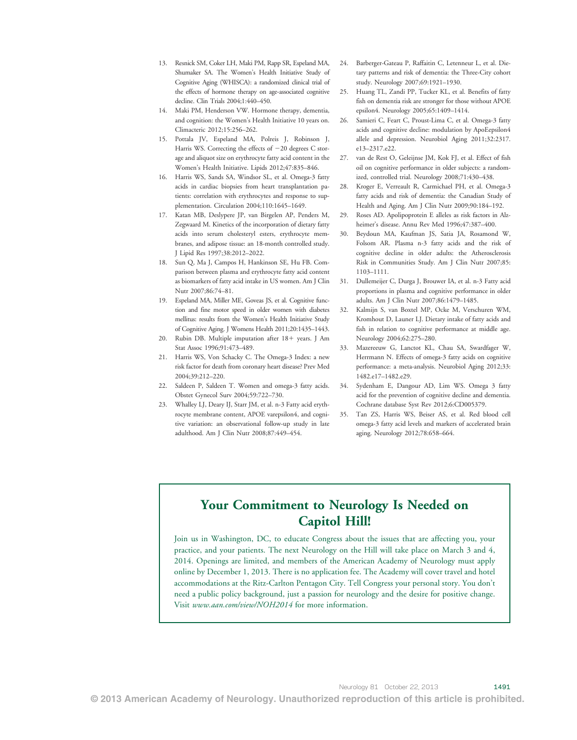13. Resnick SM, Coker LH, Maki PM, Rapp SR, Espeland MA, Shumaker SA. The Women's Health Initiative Study of Cognitive Aging (WHISCA): a randomized clinical trial of the effects of hormone therapy on age-associated cognitive decline. Clin Trials 2004;1:440–450.
14. Maki PM, Henderson VW. Hormone therapy, dementia, and cognition: the Women's Health Initiative 10 years on. Climacteric 2012;15:256–262.
15. Pottala JV, Espeland MA, Polreis J, Robinson J, Harris WS. Correcting the effects of −20 degrees C storage and aliquot size on erythrocyte fatty acid content in the Women's Health Initiative. Lipids 2012;47:835–846.
16. Harris WS, Sands SA, Windsor SL, et al. Omega-3 fatty acids in cardiac biopsies from heart transplantation patients: correlation with erythrocytes and response to supplementation. Circulation 2004;110:1645–1649.
17. Katan MB, Deslypere JP, van Birgelen AP, Penders M, Zegwaard M. Kinetics of the incorporation of dietary fatty acids into serum cholesteryl esters, erythrocyte membranes, and adipose tissue: an 18-month controlled study. J Lipid Res 1997;38:2012–2022.
18. Sun Q, Ma J, Campos H, Hankinson SE, Hu FB. Comparison between plasma and erythrocyte fatty acid content as biomarkers of fatty acid intake in US women. Am J Clin Nutr 2007;86:74–81.
19. Espeland MA, Miller ME, Goveas JS, et al. Cognitive function and fine motor speed in older women with diabetes mellitus: results from the Women's Health Initiative Study of Cognitive Aging. J Womens Health 2011;20:1435–1443.
20. Rubin DB. Multiple imputation after 18+ years. J Am Stat Assoc 1996;91:473–489.
21. Harris WS, Von Schacky C. The Omega-3 Index: a new risk factor for death from coronary heart disease? Prev Med 2004;39:212–220.
22. Saldeen P, Saldeen T. Women and omega-3 fatty acids. Obstet Gynecol Surv 2004;59:722–730.
23. Whalley LJ, Deary IJ, Starr JM, et al. n-3 Fatty acid erythrocyte membrane content, APOE varepsilon4, and cognitive variation: an observational follow-up study in late adulthood. Am J Clin Nutr 2008;87:449–454.
24. Barberger-Gateau P, Raffaitin C, Letenneur L, et al. Dietary patterns and risk of dementia: the Three-City cohort study. Neurology 2007;69:1921–1930.
25. Huang TL, Zandi PP, Tucker KL, et al. Benefits of fatty fish on dementia risk are stronger for those without APOE epsilon4. Neurology 2005;65:1409–1414.
26. Samieri C, Feart C, Proust-Lima C, et al. Omega-3 fatty acids and cognitive decline: modulation by ApoEepsilon4 allele and depression. Neurobiol Aging 2011;32:2317.e13–2317.e22.
27. van de Rest O, Geleijnse JM, Kok FJ, et al. Effect of fish oil on cognitive performance in older subjects: a randomized, controlled trial. Neurology 2008;71:430–438.
28. Kroger E, Verreault R, Carmichael PH, et al. Omega-3 fatty acids and risk of dementia: the Canadian Study of Health and Aging. Am J Clin Nutr 2009;90:184–192.
29. Roses AD. Apolipoprotein E alleles as risk factors in Alzheimer's disease. Annu Rev Med 1996;47:387–400.
30. Beydoun MA, Kaufman JS, Satia JA, Rosamond W, Folsom AR. Plasma n-3 fatty acids and the risk of cognitive decline in older adults: the Atherosclerosis Risk in Communities Study. Am J Clin Nutr 2007;85:1103–1111.
31. Dullemeijer C, Durga J, Brouwer IA, et al. n-3 Fatty acid proportions in plasma and cognitive performance in older adults. Am J Clin Nutr 2007;86:1479–1485.
32. Kalmijn S, van Boxtel MP, Ocke M, Verschuren WM, Kromhout D, Launer LJ. Dietary intake of fatty acids and fish in relation to cognitive performance at middle age. Neurology 2004;62:275–280.
33. Mazereeuw G, Lanctot KL, Chau SA, Swardfager W, Herrmann N. Effects of omega-3 fatty acids on cognitive performance: a meta-analysis. Neurobiol Aging 2012;33:1482.e17–1482.e29.
34. Sydenham E, Dangour AD, Lim WS. Omega 3 fatty acid for the prevention of cognitive decline and dementia. Cochrane database Syst Rev 2012;6:CD005379.
35. Tan ZS, Harris WS, Beiser AS, et al. Red blood cell omega-3 fatty acid levels and markers of accelerated brain aging. Neurology 2012;78:658–664.

## Your Commitment to Neurology Is Needed on Capitol Hill!

Join us in Washington, DC, to educate Congress about the issues that are affecting you, your practice, and your patients. The next Neurology on the Hill will take place on March 3 and 4, 2014. Openings are limited, and members of the American Academy of Neurology must apply online by December 1, 2013. There is no application fee. The Academy will cover travel and hotel accommodations at the Ritz-Carlton Pentagon City. Tell Congress your personal story. You don't need a public policy background, just a passion for neurology and the desire for positive change. Visit *www.aan.com/view/NOH2014* for more information.